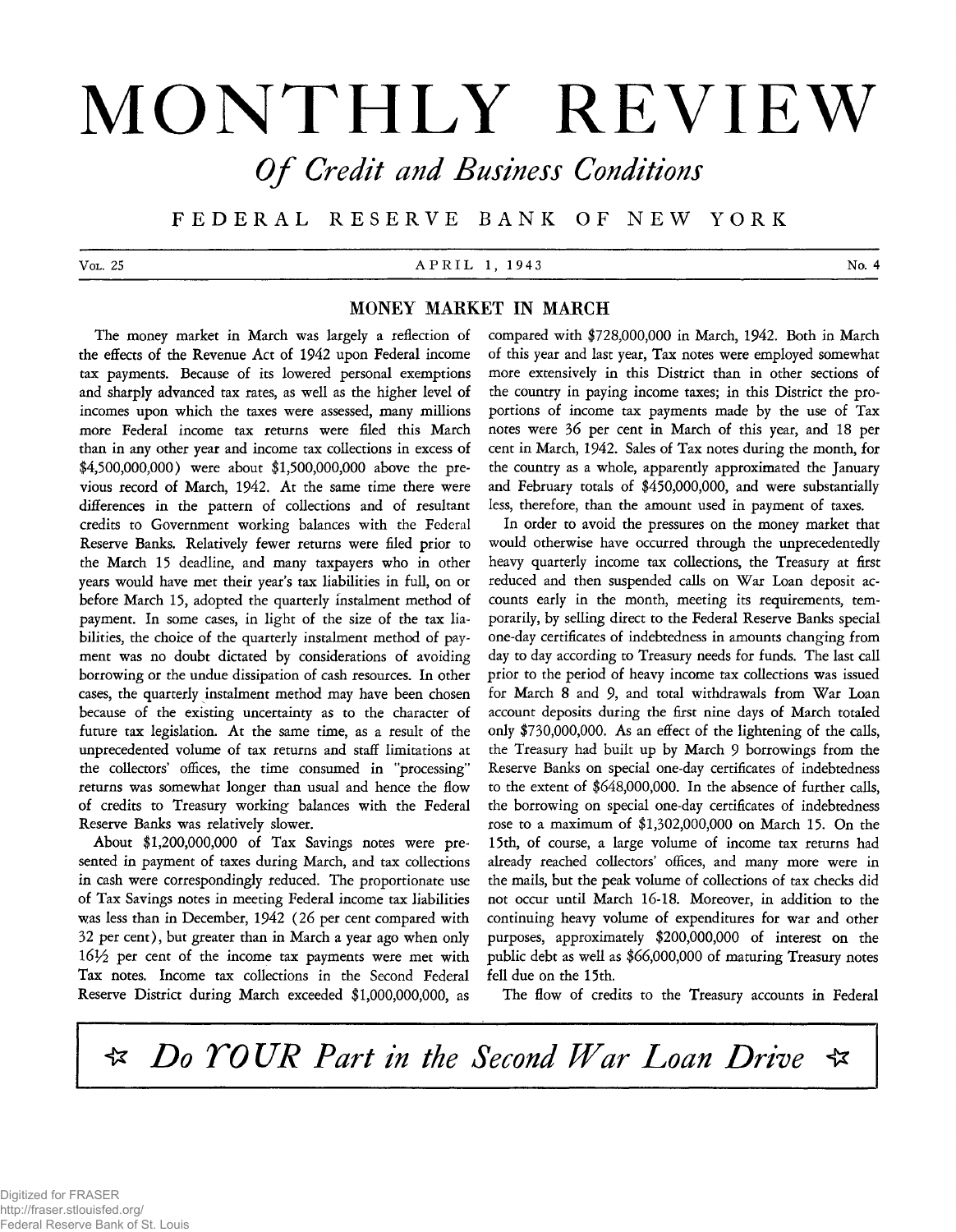# MONTHLY REVIEW

## *Of Credit and Business Conditions*

FEDERAL RESERVE BANK OF NEW YORK

Vol. 25 — APRIL 1, 1943 — No. 4

## MONEY MARKET IN MARCH

The money market in March was largely a reflection of the effects of the Revenue Act of 1942 upon Federal income tax payments. Because of its lowered personal exemptions and sharply advanced tax rates, as well as the higher level of incomes upon which the taxes were assessed, many millions more Federal income tax returns were filed this March than in any other year and income tax collections in excess of $4,500,000,000) were about $1,500,000,000 above the previous record of March, 1942. At the same time there were differences in the pattern of collections and of resultant credits to Government working balances with the Federal Reserve Banks. Relatively fewer returns were filed prior to the March 15 deadline, and many taxpayers who in other years would have met their year's tax liabilities in full, on or before March 15, adopted the quarterly instalment method of payment. In some cases, in light of the size of the tax liabilities, the choice of the quarterly instalment method of payment was no doubt dictated by considerations of avoiding borrowing or the undue dissipation of cash resources. In other cases, the quarterly instalment method may have been chosen because of the existing uncertainty as to the character of future tax legislation. At the same time, as a result of the unprecedented volume of tax returns and staff limitations at the collectors' offices, the time consumed in "processing" returns was somewhat longer than usual and hence the flow of credits to Treasury working balances with the Federal Reserve Banks was relatively slower.

About $1,200,000,000 of Tax Savings notes were presented in payment of taxes during March, and tax collections in cash were correspondingly reduced. The proportionate use of Tax Savings notes in meeting Federal income tax liabilities was less than in December, 1942 (26 per cent compared with 32 per cent), but greater than in March a year ago when only 16½ per cent of the income tax payments were met with Tax notes. Income tax collections in the Second Federal Reserve District during March exceeded $1,000,000,000, as compared with $728,000,000 in March, 1942. Both in March of this year and last year, Tax notes were employed somewhat more extensively in this District than in other sections of the country in paying income taxes; in this District the proportions of income tax payments made by the use of Tax notes were 36 per cent in March of this year, and 18 per cent in March, 1942. Sales of Tax notes during the month, for the country as a whole, apparently approximated the January and February totals of $450,000,000, and were substantially less, therefore, than the amount used in payment of taxes.

In order to avoid the pressures on the money market that would otherwise have occurred through the unprecedentedly heavy quarterly income tax collections, the Treasury at first reduced and then suspended calls on War Loan deposit accounts early in the month, meeting its requirements, temporarily, by selling direct to the Federal Reserve Banks special one-day certificates of indebtedness in amounts changing from day to day according to Treasury needs for funds. The last call prior to the period of heavy income tax collections was issued for March 8 and 9, and total withdrawals from War Loan account deposits during the first nine days of March totaled only $730,000,000. As an effect of the lightening of the calls, the Treasury had built up by March 9 borrowings from the Reserve Banks on special one-day certificates of indebtedness to the extent of $648,000,000. In the absence of further calls, the borrowing on special one-day certificates of indebtedness rose to a maximum of $1,302,000,000 on March 15. On the 15th, of course, a large volume of income tax returns had already reached collectors' offices, and many more were in the mails, but the peak volume of collections of tax checks did not occur until March 16-18. Moreover, in addition to the continuing heavy volume of expenditures for war and other purposes, approximately $200,000,000 of interest on the public debt as well as $66,000,000 of maturing Treasury notes fell due on the 15th.

The flow of credits to the Treasury accounts in Federal

☆ *Do YOUR Part in the Second War Loan Drive* ☆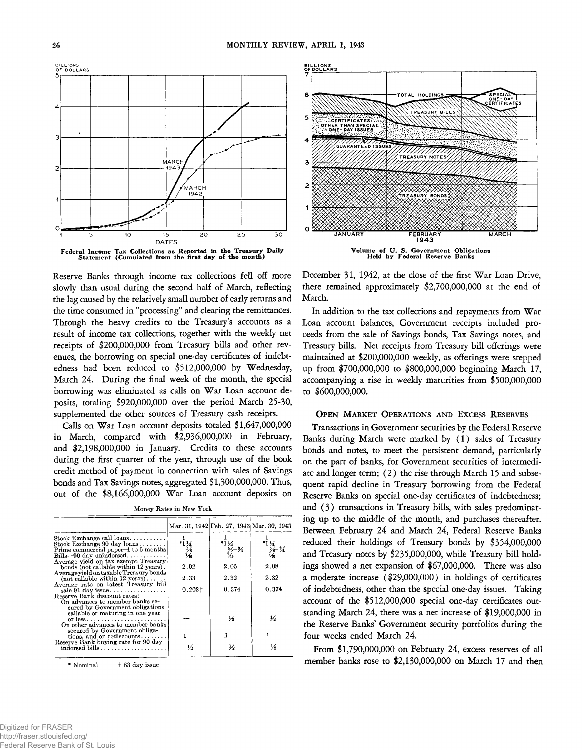Federal Income Tax Collections as Reported in the Treasury Daily Statement (Cumulated from the first day of the month)

Volume of U. S. Government Obligations Held by Federal Reserve Banks

Reserve Banks through income tax collections fell off more slowly than usual during the second half of March, reflecting the lag caused by the relatively small number of early returns and the time consumed in "processing" and clearing the remittances. Through the heavy credits to the Treasury's accounts as a result of income tax collections, together with the weekly net receipts of $200,000,000 from Treasury bills and other revenues, the borrowing on special one-day certificates of indebtedness had been reduced to $512,000,000 by Wednesday, March 24. During the final week of the month, the special borrowing was eliminated as calls on War Loan account deposits, totaling $920,000,000 over the period March 25-30, supplemented the other sources of Treasury cash receipts.

Calls on War Loan account deposits totaled $1,647,000,000 in March, compared with $2,936,000,000 in February, and $2,198,000,000 in January. Credits to these accounts during the first quarter of the year, through use of the book credit method of payment in connection with sales of Savings bonds and Tax Savings notes, aggregated $1,300,000,000. Thus, out of the $8,166,000,000 War Loan account deposits on December 31, 1942, at the close of the first War Loan Drive, there remained approximately $2,700,000,000 at the end of March.

In addition to the tax collections and repayments from War Loan account balances, Government receipts included proceeds from the sale of Savings bonds, Tax Savings notes, and Treasury bills. Net receipts from Treasury bill offerings were maintained at $200,000,000 weekly, as offerings were stepped up from $700,000,000 to $800,000,000 beginning March 17, accompanying a rise in weekly maturities from $500,000,000 to $600,000,000.

Money Rates in New York

| | Mar. 31, 1942 | Feb. 27, 1943 | Mar. 30, 1943 |
|---|---|---|---|
| Stock Exchange call loans | 1 | 1 | 1 |
| Stock Exchange 90 day loans | *1¼ | *1¼ | *1¼ |
| Prime commercial paper—4 to 6 months | ⅝ | ⅝-¾ | ⅝-¾ |
| Bills—90 day unindorsed | 7/16 | 7/16 | 7/16 |
| Average yield on tax exempt Treasury bonds (not callable within 12 years) | 2.02 | 2.05 | 2.08 |
| Average yield on taxable Treasury bonds (not callable within 12 years) | 2.33 | 2.32 | 2.32 |
| Average rate on latest Treasury bill sale 91 day issue | 0.203† | 0.374 | 0.374 |
| Reserve Bank discount rates: | | | |
| On advances to member banks secured by Government obligations callable or maturing in one year or less | — | ½ | ½ |
| On other advances to member banks secured by Government obligations, and on rediscounts | 1 | 1 | 1 |
| Reserve Bank buying rate for 90 day indorsed bills | ½ | ½ | ½ |

\* Nominal † 83 day issue

### Open Market Operations and Excess Reserves

Transactions in Government securities by the Federal Reserve Banks during March were marked by (1) sales of Treasury bonds and notes, to meet the persistent demand, particularly on the part of banks, for Government securities of intermediate and longer term; (2) the rise through March 15 and subsequent rapid decline in Treasury borrowing from the Federal Reserve Banks on special one-day certificates of indebtedness; and (3) transactions in Treasury bills, with sales predominating up to the middle of the month, and purchases thereafter. Between February 24 and March 24, Federal Reserve Banks reduced their holdings of Treasury bonds by $354,000,000 and Treasury notes by $235,000,000, while Treasury bill holdings showed a net expansion of $67,000,000. There was also a moderate increase ($29,000,000) in holdings of certificates of indebtedness, other than the special one-day issues. Taking account of the $512,000,000 special one-day certificates outstanding March 24, there was a net increase of $19,000,000 in the Reserve Banks' Government security portfolios during the four weeks ended March 24.

From $1,790,000,000 on February 24, excess reserves of all member banks rose to $2,130,000,000 on March 17 and then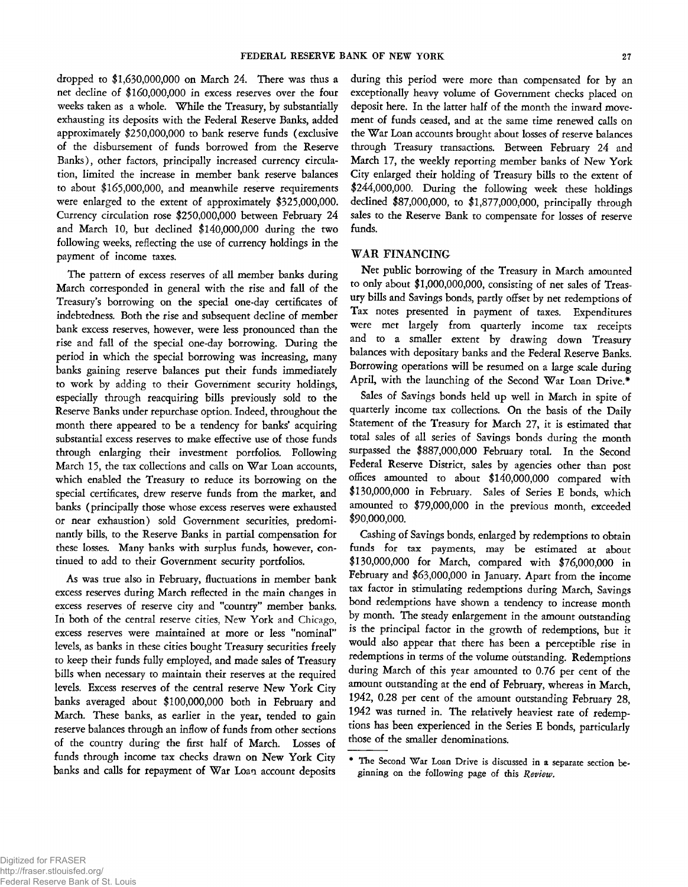dropped to $1,630,000,000 on March 24. There was thus a net decline of $160,000,000 in excess reserves over the four weeks taken as a whole. While the Treasury, by substantially exhausting its deposits with the Federal Reserve Banks, added approximately $250,000,000 to bank reserve funds (exclusive of the disbursement of funds borrowed from the Reserve Banks), other factors, principally increased currency circulation, limited the increase in member bank reserve balances to about $165,000,000, and meanwhile reserve requirements were enlarged to the extent of approximately $325,000,000. Currency circulation rose $250,000,000 between February 24 and March 10, but declined $140,000,000 during the two following weeks, reflecting the use of currency holdings in the payment of income taxes.

The pattern of excess reserves of all member banks during March corresponded in general with the rise and fall of the Treasury's borrowing on the special one-day certificates of indebtedness. Both the rise and subsequent decline of member bank excess reserves, however, were less pronounced than the rise and fall of the special one-day borrowing. During the period in which the special borrowing was increasing, many banks gaining reserve balances put their funds immediately to work by adding to their Government security holdings, especially through reacquiring bills previously sold to the Reserve Banks under repurchase option. Indeed, throughout the month there appeared to be a tendency for banks' acquiring substantial excess reserves to make effective use of those funds through enlarging their investment portfolios. Following March 15, the tax collections and calls on War Loan accounts, which enabled the Treasury to reduce its borrowing on the special certificates, drew reserve funds from the market, and banks (principally those whose excess reserves were exhausted or near exhaustion) sold Government securities, predominantly bills, to the Reserve Banks in partial compensation for these losses. Many banks with surplus funds, however, continued to add to their Government security portfolios.

As was true also in February, fluctuations in member bank excess reserves during March reflected in the main changes in excess reserves of reserve city and "country" member banks. In both of the central reserve cities, New York and Chicago, excess reserves were maintained at more or less "nominal" levels, as banks in these cities bought Treasury securities freely to keep their funds fully employed, and made sales of Treasury bills when necessary to maintain their reserves at the required levels. Excess reserves of the central reserve New York City banks averaged about $100,000,000 both in February and March. These banks, as earlier in the year, tended to gain reserve balances through an inflow of funds from other sections of the country during the first half of March. Losses of funds through income tax checks drawn on New York City banks and calls for repayment of War Loan account deposits during this period were more than compensated for by an exceptionally heavy volume of Government checks placed on deposit here. In the latter half of the month the inward movement of funds ceased, and at the same time renewed calls on the War Loan accounts brought about losses of reserve balances through Treasury transactions. Between February 24 and March 17, the weekly reporting member banks of New York City enlarged their holding of Treasury bills to the extent of $244,000,000. During the following week these holdings declined $87,000,000, to $1,877,000,000, principally through sales to the Reserve Bank to compensate for losses of reserve funds.

## WAR FINANCING

Net public borrowing of the Treasury in March amounted to only about $1,000,000,000, consisting of net sales of Treasury bills and Savings bonds, partly offset by net redemptions of Tax notes presented in payment of taxes. Expenditures were met largely from quarterly income tax receipts and to a smaller extent by drawing down Treasury balances with depositary banks and the Federal Reserve Banks. Borrowing operations will be resumed on a large scale during April, with the launching of the Second War Loan Drive.*

Sales of Savings bonds held up well in March in spite of quarterly income tax collections. On the basis of the Daily Statement of the Treasury for March 27, it is estimated that total sales of all series of Savings bonds during the month surpassed the $887,000,000 February total. In the Second Federal Reserve District, sales by agencies other than post offices amounted to about $140,000,000 compared with $130,000,000 in February. Sales of Series E bonds, which amounted to $79,000,000 in the previous month, exceeded $90,000,000.

Cashing of Savings bonds, enlarged by redemptions to obtain funds for tax payments, may be estimated at about $130,000,000 for March, compared with $76,000,000 in February and $63,000,000 in January. Apart from the income tax factor in stimulating redemptions during March, Savings bond redemptions have shown a tendency to increase month by month. The steady enlargement in the amount outstanding is the principal factor in the growth of redemptions, but it would also appear that there has been a perceptible rise in redemptions in terms of the volume outstanding. Redemptions during March of this year amounted to 0.76 per cent of the amount outstanding at the end of February, whereas in March, 1942, 0.28 per cent of the amount outstanding February 28, 1942 was turned in. The relatively heaviest rate of redemptions has been experienced in the Series E bonds, particularly those of the smaller denominations.

---

* The Second War Loan Drive is discussed in a separate section beginning on the following page of this *Review*.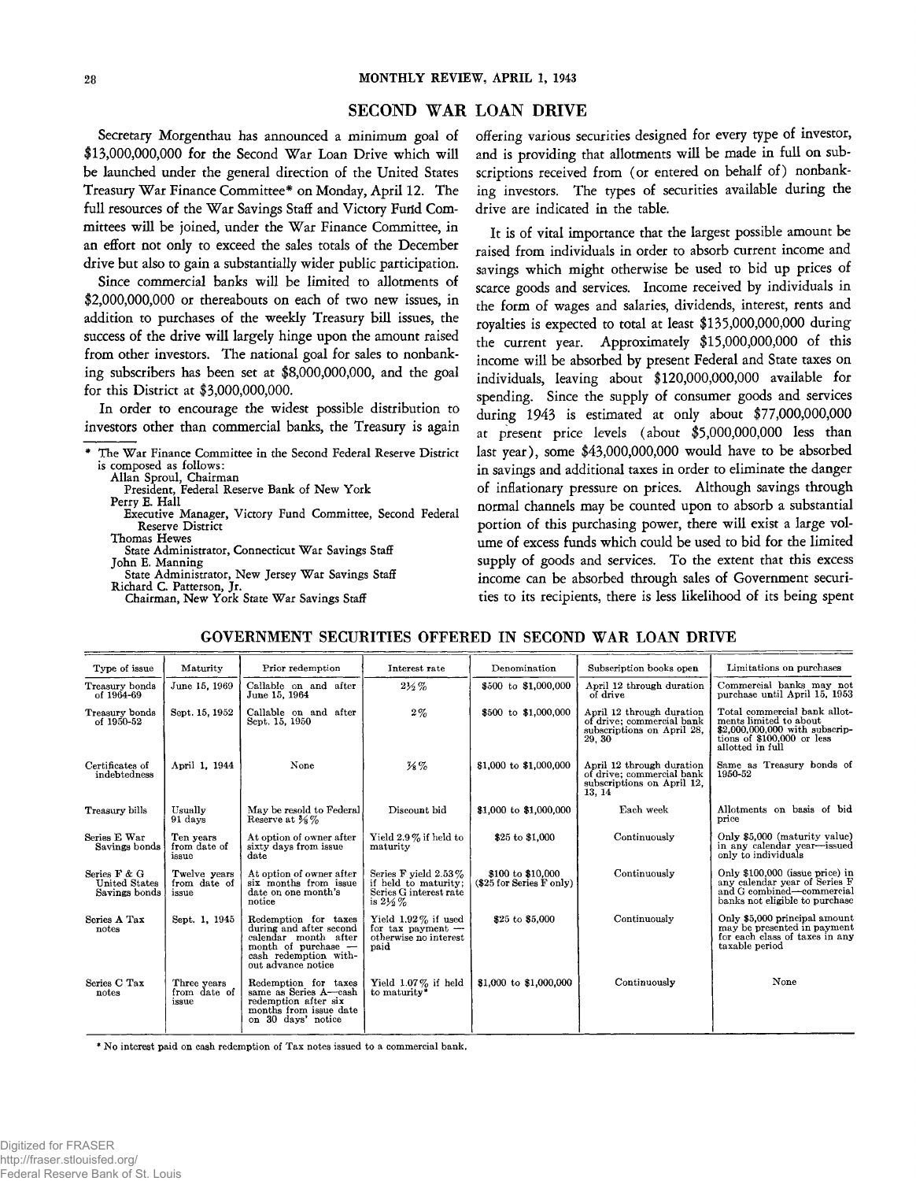## SECOND WAR LOAN DRIVE

Secretary Morgenthau has announced a minimum goal of $13,000,000,000 for the Second War Loan Drive which will be launched under the general direction of the United States Treasury War Finance Committee* on Monday, April 12. The full resources of the War Savings Staff and Victory Fund Committees will be joined, under the War Finance Committee, in an effort not only to exceed the sales totals of the December drive but also to gain a substantially wider public participation.

Since commercial banks will be limited to allotments of $2,000,000,000 or thereabouts on each of two new issues, in addition to purchases of the weekly Treasury bill issues, the success of the drive will largely hinge upon the amount raised from other investors. The national goal for sales to nonbanking subscribers has been set at $8,000,000,000, and the goal for this District at $3,000,000,000.

In order to encourage the widest possible distribution to investors other than commercial banks, the Treasury is again offering various securities designed for every type of investor, and is providing that allotments will be made in full on subscriptions received from (or entered on behalf of) nonbanking investors. The types of securities available during the drive are indicated in the table.

It is of vital importance that the largest possible amount be raised from individuals in order to absorb current income and savings which might otherwise be used to bid up prices of scarce goods and services. Income received by individuals in the form of wages and salaries, dividends, interest, rents and royalties is expected to total at least $135,000,000,000 during the current year. Approximately $15,000,000,000 of this income will be absorbed by present Federal and State taxes on individuals, leaving about $120,000,000,000 available for spending. Since the supply of consumer goods and services during 1943 is estimated at only about $77,000,000,000 at present price levels (about $5,000,000,000 less than last year), some $43,000,000,000 would have to be absorbed in savings and additional taxes in order to eliminate the danger of inflationary pressure on prices. Although savings through normal channels may be counted upon to absorb a substantial portion of this purchasing power, there will exist a large volume of excess funds which could be used to bid for the limited supply of goods and services. To the extent that this excess income can be absorbed through sales of Government securities to its recipients, there is less likelihood of its being spent

\* The War Finance Committee in the Second Federal Reserve District is composed as follows:
Allan Sproul, Chairman
President, Federal Reserve Bank of New York
Perry E. Hall
Executive Manager, Victory Fund Committee, Second Federal Reserve District
Thomas Hewes
State Administrator, Connecticut War Savings Staff
John E. Manning
State Administrator, New Jersey War Savings Staff
Richard C. Patterson, Jr.
Chairman, New York State War Savings Staff

### GOVERNMENT SECURITIES OFFERED IN SECOND WAR LOAN DRIVE

| Type of issue | Maturity | Prior redemption | Interest rate | Denomination | Subscription books open | Limitations on purchases |
|---|---|---|---|---|---|---|
| Treasury bonds of 1964-69 | June 15, 1969 | Callable on and after June 15, 1964 | 2½% | $500 to $1,000,000 | April 12 through duration of drive | Commercial banks may not purchase until April 15, 1953 |
| Treasury bonds of 1950-52 | Sept. 15, 1952 | Callable on and after Sept. 15, 1950 | 2% | $500 to $1,000,000 | April 12 through duration of drive; commercial bank subscriptions on April 28, 29, 30 | Total commercial bank allotments limited to about $2,000,000,000 with subscriptions of $100,000 or less allotted in full |
| Certificates of indebtedness | April 1, 1944 | None | ⅞% | $1,000 to $1,000,000 | April 12 through duration of drive; commercial bank subscriptions on April 12, 13, 14 | Same as Treasury bonds of 1950-52 |
| Treasury bills | Usually 91 days | May be resold to Federal Reserve at ⅜% | Discount bid | $1,000 to $1,000,000 | Each week | Allotments on basis of bid price |
| Series E War Savings bonds | Ten years from date of issue | At option of owner after sixty days from issue date | Yield 2.9% if held to maturity | $25 to $1,000 | Continuously | Only $5,000 (maturity value) in any calendar year—issued only to individuals |
| Series F & G United States Savings bonds | Twelve years from date of issue | At option of owner after six months from issue date on one month's notice | Series F yield 2.53% if held to maturity; Series G interest rate is 2½% | $100 to $10,000 ($25 for Series F only) | Continuously | Only $100,000 (issue price) in any calendar year of Series F and G combined—commercial banks not eligible to purchase |
| Series A Tax notes | Sept. 1, 1945 | Redemption for taxes during and after second calendar month after month of purchase — cash redemption without advance notice | Yield 1.92% if used for tax payment — otherwise no interest paid | $25 to $5,000 | Continuously | Only $5,000 principal amount may be presented in payment for each class of taxes in any taxable period |
| Series C Tax notes | Three years from date of issue | Redemption for taxes same as Series A—cash redemption after six months from issue date on 30 days' notice | Yield 1.07% if held to maturity* | $1,000 to $1,000,000 | Continuously | None |

\* No interest paid on cash redemption of Tax notes issued to a commercial bank.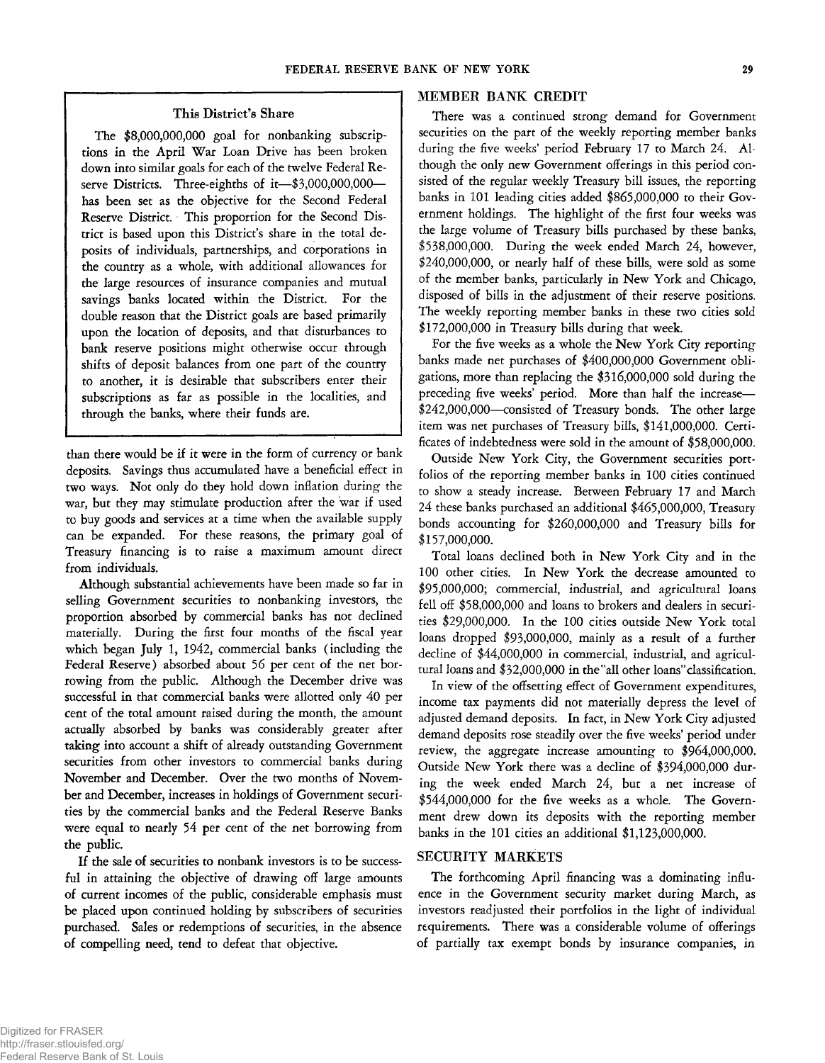### This District's Share

The $8,000,000,000 goal for nonbanking subscriptions in the April War Loan Drive has been broken down into similar goals for each of the twelve Federal Reserve Districts. Three-eighths of it—$3,000,000,000—has been set as the objective for the Second Federal Reserve District. This proportion for the Second District is based upon this District's share in the total deposits of individuals, partnerships, and corporations in the country as a whole, with additional allowances for the large resources of insurance companies and mutual savings banks located within the District. For the double reason that the District goals are based primarily upon the location of deposits, and that disturbances to bank reserve positions might otherwise occur through shifts of deposit balances from one part of the country to another, it is desirable that subscribers enter their subscriptions as far as possible in the localities, and through the banks, where their funds are.

than there would be if it were in the form of currency or bank deposits. Savings thus accumulated have a beneficial effect in two ways. Not only do they hold down inflation during the war, but they may stimulate production after the war if used to buy goods and services at a time when the available supply can be expanded. For these reasons, the primary goal of Treasury financing is to raise a maximum amount direct from individuals.

Although substantial achievements have been made so far in selling Government securities to nonbanking investors, the proportion absorbed by commercial banks has not declined materially. During the first four months of the fiscal year which began July 1, 1942, commercial banks (including the Federal Reserve) absorbed about 56 per cent of the net borrowing from the public. Although the December drive was successful in that commercial banks were allotted only 40 per cent of the total amount raised during the month, the amount actually absorbed by banks was considerably greater after taking into account a shift of already outstanding Government securities from other investors to commercial banks during November and December. Over the two months of November and December, increases in holdings of Government securities by the commercial banks and the Federal Reserve Banks were equal to nearly 54 per cent of the net borrowing from the public.

If the sale of securities to nonbank investors is to be successful in attaining the objective of drawing off large amounts of current incomes of the public, considerable emphasis must be placed upon continued holding by subscribers of securities purchased. Sales or redemptions of securities, in the absence of compelling need, tend to defeat that objective.

## MEMBER BANK CREDIT

There was a continued strong demand for Government securities on the part of the weekly reporting member banks during the five weeks' period February 17 to March 24. Although the only new Government offerings in this period consisted of the regular weekly Treasury bill issues, the reporting banks in 101 leading cities added $865,000,000 to their Government holdings. The highlight of the first four weeks was the large volume of Treasury bills purchased by these banks, $538,000,000. During the week ended March 24, however, $240,000,000, or nearly half of these bills, were sold as some of the member banks, particularly in New York and Chicago, disposed of bills in the adjustment of their reserve positions. The weekly reporting member banks in these two cities sold $172,000,000 in Treasury bills during that week.

For the five weeks as a whole the New York City reporting banks made net purchases of $400,000,000 Government obligations, more than replacing the $316,000,000 sold during the preceding five weeks' period. More than half the increase—$242,000,000—consisted of Treasury bonds. The other large item was net purchases of Treasury bills, $141,000,000. Certificates of indebtedness were sold in the amount of $58,000,000.

Outside New York City, the Government securities portfolios of the reporting member banks in 100 cities continued to show a steady increase. Between February 17 and March 24 these banks purchased an additional $465,000,000, Treasury bonds accounting for $260,000,000 and Treasury bills for $157,000,000.

Total loans declined both in New York City and in the 100 other cities. In New York the decrease amounted to $95,000,000; commercial, industrial, and agricultural loans fell off $58,000,000 and loans to brokers and dealers in securities $29,000,000. In the 100 cities outside New York total loans dropped $93,000,000, mainly as a result of a further decline of $44,000,000 in commercial, industrial, and agricultural loans and $32,000,000 in the "all other loans" classification.

In view of the offsetting effect of Government expenditures, income tax payments did not materially depress the level of adjusted demand deposits. In fact, in New York City adjusted demand deposits rose steadily over the five weeks' period under review, the aggregate increase amounting to $964,000,000. Outside New York there was a decline of $394,000,000 during the week ended March 24, but a net increase of $544,000,000 for the five weeks as a whole. The Government drew down its deposits with the reporting member banks in the 101 cities an additional $1,123,000,000.

## SECURITY MARKETS

The forthcoming April financing was a dominating influence in the Government security market during March, as investors readjusted their portfolios in the light of individual requirements. There was a considerable volume of offerings of partially tax exempt bonds by insurance companies, in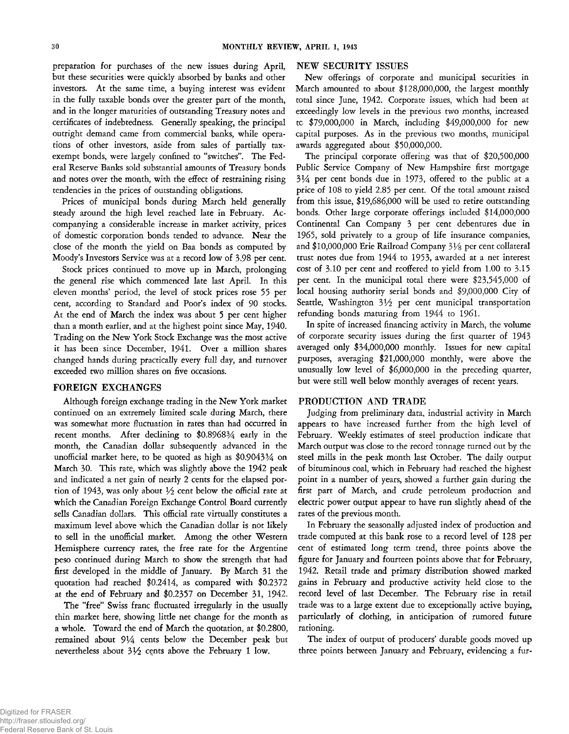preparation for purchases of the new issues during April, but these securities were quickly absorbed by banks and other investors. At the same time, a buying interest was evident in the fully taxable bonds over the greater part of the month, and in the longer maturities of outstanding Treasury notes and certificates of indebtedness. Generally speaking, the principal outright demand came from commercial banks, while operations of other investors, aside from sales of partially tax-exempt bonds, were largely confined to "switches". The Federal Reserve Banks sold substantial amounts of Treasury bonds and notes over the month, with the effect of restraining rising tendencies in the prices of outstanding obligations.

Prices of municipal bonds during March held generally steady around the high level reached late in February. Accompanying a considerable increase in market activity, prices of domestic corporation bonds tended to advance. Near the close of the month the yield on Baa bonds as computed by Moody's Investors Service was at a record low of 3.98 per cent.

Stock prices continued to move up in March, prolonging the general rise which commenced late last April. In this eleven months' period, the level of stock prices rose 55 per cent, according to Standard and Poor's index of 90 stocks. At the end of March the index was about 5 per cent higher than a month earlier, and at the highest point since May, 1940. Trading on the New York Stock Exchange was the most active it has been since December, 1941. Over a million shares changed hands during practically every full day, and turnover exceeded two million shares on five occasions.

## FOREIGN EXCHANGES

Although foreign exchange trading in the New York market continued on an extremely limited scale during March, there was somewhat more fluctuation in rates than had occurred in recent months. After declining to \$0.8968¾ early in the month, the Canadian dollar subsequently advanced in the unofficial market here, to be quoted as high as \$0.9043¾ on March 30. This rate, which was slightly above the 1942 peak and indicated a net gain of nearly 2 cents for the elapsed portion of 1943, was only about ½ cent below the official rate at which the Canadian Foreign Exchange Control Board currently sells Canadian dollars. This official rate virtually constitutes a maximum level above which the Canadian dollar is not likely to sell in the unofficial market. Among the other Western Hemisphere currency rates, the free rate for the Argentine peso continued during March to show the strength that had first developed in the middle of January. By March 31 the quotation had reached \$0.2414, as compared with \$0.2372 at the end of February and \$0.2357 on December 31, 1942.

The "free" Swiss franc fluctuated irregularly in the usually thin market here, showing little net change for the month as a whole. Toward the end of March the quotation, at \$0.2800, remained about 9¼ cents below the December peak but nevertheless about 3½ cents above the February 1 low.

## NEW SECURITY ISSUES

New offerings of corporate and municipal securities in March amounted to about \$128,000,000, the largest monthly total since June, 1942. Corporate issues, which had been at exceedingly low levels in the previous two months, increased to \$79,000,000 in March, including \$49,000,000 for new capital purposes. As in the previous two months, municipal awards aggregated about \$50,000,000.

The principal corporate offering was that of \$20,500,000 Public Service Company of New Hampshire first mortgage 3¼ per cent bonds due in 1973, offered to the public at a price of 108 to yield 2.85 per cent. Of the total amount raised from this issue, \$19,686,000 will be used to retire outstanding bonds. Other large corporate offerings included \$14,000,000 Continental Can Company 3 per cent debentures due in 1965, sold privately to a group of life insurance companies, and \$10,000,000 Erie Railroad Company 3⅛ per cent collateral trust notes due from 1944 to 1953, awarded at a net interest cost of 3.10 per cent and reoffered to yield from 1.00 to 3.15 per cent. In the municipal total there were \$23,545,000 of local housing authority serial bonds and \$9,000,000 City of Seattle, Washington 3½ per cent municipal transportation refunding bonds maturing from 1944 to 1961.

In spite of increased financing activity in March, the volume of corporate security issues during the first quarter of 1943 averaged only \$34,000,000 monthly. Issues for new capital purposes, averaging \$21,000,000 monthly, were above the unusually low level of \$6,000,000 in the preceding quarter, but were still well below monthly averages of recent years.

## PRODUCTION AND TRADE

Judging from preliminary data, industrial activity in March appears to have increased further from the high level of February. Weekly estimates of steel production indicate that March output was close to the record tonnage turned out by the steel mills in the peak month last October. The daily output of bituminous coal, which in February had reached the highest point in a number of years, showed a further gain during the first part of March, and crude petroleum production and electric power output appear to have run slightly ahead of the rates of the previous month.

In February the seasonally adjusted index of production and trade computed at this bank rose to a record level of 128 per cent of estimated long term trend, three points above the figure for January and fourteen points above that for February, 1942. Retail trade and primary distribution showed marked gains in February and productive activity held close to the record level of last December. The February rise in retail trade was to a large extent due to exceptionally active buying, particularly of clothing, in anticipation of rumored future rationing.

The index of output of producers' durable goods moved up three points between January and February, evidencing a fur-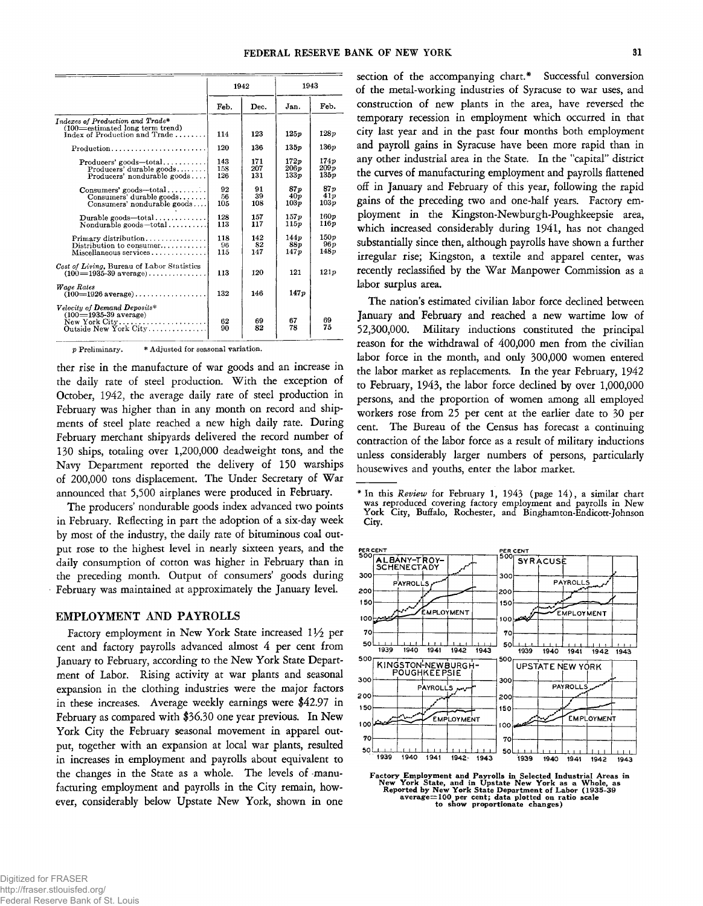| | 1942 | | 1943 | |
|---|---|---|---|---|
| | Feb. | Dec. | Jan. | Feb. |
| *Indexes of Production and Trade** (100=estimated long term trend) Index of Production and Trade | 114 | 123 | 125p | 128p |
| Production | 120 | 136 | 135p | 136p |
| Producers' goods—total | 143 | 171 | 172p | 174p |
| Producers' durable goods | 158 | 207 | 206p | 209p |
| Producers' nondurable goods | 126 | 131 | 133p | 135p |
| Consumers' goods—total | 92 | 91 | 87p | 87p |
| Consumers' durable goods | 56 | 39 | 40p | 41p |
| Consumers' nondurable goods | 105 | 108 | 103p | 103p |
| Durable goods—total | 128 | 157 | 157p | 160p |
| Nondurable goods—total | 113 | 117 | 115p | 116p |
| Primary distribution | 118 | 142 | 144p | 150p |
| Distribution to consumer | 96 | 82 | 88p | 96p |
| Miscellaneous services | 115 | 147 | 147p | 148p |
| *Cost of Living*, Bureau of Labor Statistics (100=1935-39 average) | 113 | 120 | 121 | 121p |
| *Wage Rates* (100=1926 average) | 132 | 146 | 147p | |
| *Velocity of Demand Deposits** (100=1935-39 average) | | | | |
| New York City | 62 | 69 | 67 | 69 |
| Outside New York City | 90 | 82 | 78 | 75 |

p Preliminary. * Adjusted for seasonal variation.

ther rise in the manufacture of war goods and an increase in the daily rate of steel production. With the exception of October, 1942, the average daily rate of steel production in February was higher than in any month on record and shipments of steel plate reached a new high daily rate. During February merchant shipyards delivered the record number of 130 ships, totaling over 1,200,000 deadweight tons, and the Navy Department reported the delivery of 150 warships of 200,000 tons displacement. The Under Secretary of War announced that 5,500 airplanes were produced in February.

The producers' nondurable goods index advanced two points in February. Reflecting in part the adoption of a six-day week by most of the industry, the daily rate of bituminous coal output rose to the highest level in nearly sixteen years, and the daily consumption of cotton was higher in February than in the preceding month. Output of consumers' goods during February was maintained at approximately the January level.

## EMPLOYMENT AND PAYROLLS

Factory employment in New York State increased 1½ per cent and factory payrolls advanced almost 4 per cent from January to February, according to the New York State Department of Labor. Rising activity at war plants and seasonal expansion in the clothing industries were the major factors in these increases. Average weekly earnings were $42.97 in February as compared with $36.30 one year previous. In New York City the February seasonal movement in apparel output, together with an expansion at local war plants, resulted in increases in employment and payrolls about equivalent to the changes in the State as a whole. The levels of manufacturing employment and payrolls in the City remain, however, considerably below Upstate New York, shown in one section of the accompanying chart.* Successful conversion of the metal-working industries of Syracuse to war uses, and construction of new plants in the area, have reversed the temporary recession in employment which occurred in that city last year and in the past four months both employment and payroll gains in Syracuse have been more rapid than in any other industrial area in the State. In the "capital" district the curves of manufacturing employment and payrolls flattened off in January and February of this year, following the rapid gains of the preceding two and one-half years. Factory employment in the Kingston-Newburgh-Poughkeepsie area, which increased considerably during 1941, has not changed substantially since then, although payrolls have shown a further irregular rise; Kingston, a textile and apparel center, was recently reclassified by the War Manpower Commission as a labor surplus area.

The nation's estimated civilian labor force declined between January and February and reached a new wartime low of 52,300,000. Military inductions constituted the principal reason for the withdrawal of 400,000 men from the civilian labor force in the month, and only 300,000 women entered the labor market as replacements. In the year February, 1942 to February, 1943, the labor force declined by over 1,000,000 persons, and the proportion of women among all employed workers rose from 25 per cent at the earlier date to 30 per cent. The Bureau of the Census has forecast a continuing contraction of the labor force as a result of military inductions unless considerably larger numbers of persons, particularly housewives and youths, enter the labor market.

* In this *Review* for February 1, 1943 (page 14), a similar chart was reproduced covering factory employment and payrolls in New York City, Buffalo, Rochester, and Binghamton-Endicott-Johnson City.

Factory Employment and Payrolls in Selected Industrial Areas in New York State, and in Upstate New York as a Whole, as Reported by New York State Department of Labor (1935-39 average=100 per cent; data plotted on ratio scale to show proportionate changes)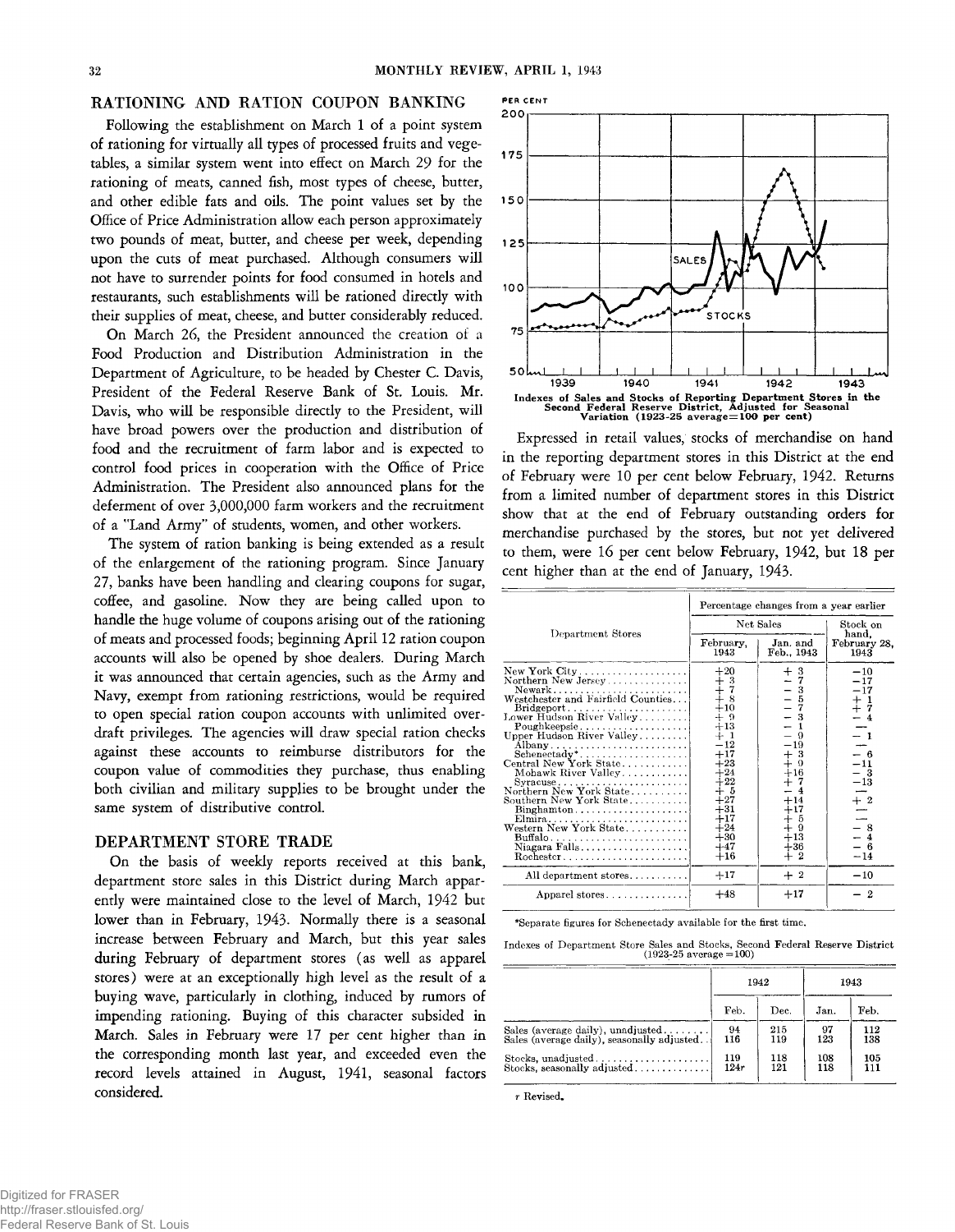## RATIONING AND RATION COUPON BANKING

Following the establishment on March 1 of a point system of rationing for virtually all types of processed fruits and vegetables, a similar system went into effect on March 29 for the rationing of meats, canned fish, most types of cheese, butter, and other edible fats and oils. The point values set by the Office of Price Administration allow each person approximately two pounds of meat, butter, and cheese per week, depending upon the cuts of meat purchased. Although consumers will not have to surrender points for food consumed in hotels and restaurants, such establishments will be rationed directly with their supplies of meat, cheese, and butter considerably reduced.

On March 26, the President announced the creation of a Food Production and Distribution Administration in the Department of Agriculture, to be headed by Chester C. Davis, President of the Federal Reserve Bank of St. Louis. Mr. Davis, who will be responsible directly to the President, will have broad powers over the production and distribution of food and the recruitment of farm labor and is expected to control food prices in cooperation with the Office of Price Administration. The President also announced plans for the deferment of over 3,000,000 farm workers and the recruitment of a "Land Army" of students, women, and other workers.

The system of ration banking is being extended as a result of the enlargement of the rationing program. Since January 27, banks have been handling and clearing coupons for sugar, coffee, and gasoline. Now they are being called upon to handle the huge volume of coupons arising out of the rationing of meats and processed foods; beginning April 12 ration coupon accounts will also be opened by shoe dealers. During March it was announced that certain agencies, such as the Army and Navy, exempt from rationing restrictions, would be required to open special ration coupon accounts with unlimited overdraft privileges. The agencies will draw special ration checks against these accounts to reimburse distributors for the coupon value of commodities they purchase, thus enabling both civilian and military supplies to be brought under the same system of distributive control.

## DEPARTMENT STORE TRADE

On the basis of weekly reports received at this bank, department store sales in this District during March apparently were maintained close to the level of March, 1942 but lower than in February, 1943. Normally there is a seasonal increase between February and March, but this year sales during February of department stores (as well as apparel stores) were at an exceptionally high level as the result of a buying wave, particularly in clothing, induced by rumors of impending rationing. Buying of this character subsided in March. Sales in February were 17 per cent higher than in the corresponding month last year, and exceeded even the record levels attained in August, 1941, seasonal factors considered.

Indexes of Sales and Stocks of Reporting Department Stores in the Second Federal Reserve District, Adjusted for Seasonal Variation (1923-25 average=100 per cent)

Expressed in retail values, stocks of merchandise on hand in the reporting department stores in this District at the end of February were 10 per cent below February, 1942. Returns from a limited number of department stores in this District show that at the end of February outstanding orders for merchandise purchased by the stores, but not yet delivered to them, were 16 per cent below February, 1942, but 18 per cent higher than at the end of January, 1943.

| Department Stores | Percentage changes from a year earlier | | |
|---|---|---|---|
| | Net Sales | | Stock on hand, February 28, 1943 |
| | February, 1943 | Jan. and Feb., 1943 | |
| New York City | +20 | + 3 | −10 |
| Northern New Jersey | + 3 | − 7 | −17 |
| Newark | + 7 | − 3 | −17 |
| Westchester and Fairfield Counties | + 8 | − 5 | + 1 |
| Bridgeport | +10 | − 7 | + 7 |
| Lower Hudson River Valley | + 9 | − 3 | − 4 |
| Poughkeepsie | +13 | − 1 | — |
| Upper Hudson River Valley | + 1 | − 9 | − 1 |
| Albany | −12 | −19 | — |
| Schenectady* | +17 | + 3 | − 6 |
| Central New York State | +23 | + 9 | −11 |
| Mohawk River Valley | +24 | +16 | − 3 |
| Syracuse | +22 | + 7 | −13 |
| Northern New York State | + 5 | − 4 | — |
| Southern New York State | +27 | +14 | + 2 |
| Binghamton | +31 | +17 | — |
| Elmira | +17 | + 5 | — |
| Western New York State | +24 | + 9 | − 8 |
| Buffalo | +30 | +13 | − 4 |
| Niagara Falls | +47 | +36 | − 6 |
| Rochester | +16 | + 2 | −14 |
| All department stores | +17 | + 2 | −10 |
| Apparel stores | +48 | +17 | − 2 |

*Separate figures for Schenectady available for the first time.

Indexes of Department Store Sales and Stocks, Second Federal Reserve District (1923-25 average=100)

| | 1942 | | 1943 | |
|---|---|---|---|---|
| | Feb. | Dec. | Jan. | Feb. |
| Sales (average daily), unadjusted | 94 | 215 | 97 | 112 |
| Sales (average daily), seasonally adjusted | 116 | 119 | 123 | 138 |
| Stocks, unadjusted | 119 | 118 | 108 | 105 |
| Stocks, seasonally adjusted | 124r | 121 | 118 | 111 |

r Revised.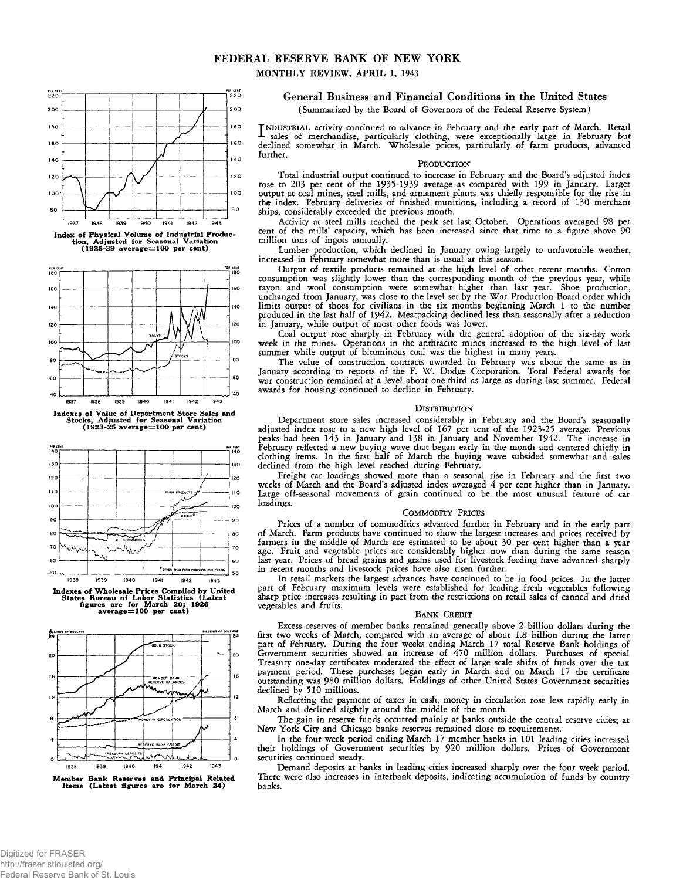# FEDERAL RESERVE BANK OF NEW YORK

MONTHLY REVIEW, APRIL 1, 1943

PER CENT
220
200
180
160
140
120
100
80
1937 1938 1939 1940 1941 1942 1943

Index of Physical Volume of Industrial Production, Adjusted for Seasonal Variation (1935-39 average=100 per cent)

PER CENT
180
160
140
120
100
80
60
40
SALES
STOCKS
1937 1938 1939 1940 1941 1942 1943

Indexes of Value of Department Store Sales and Stocks, Adjusted for Seasonal Variation (1923-25 average=100 per cent)

PER CENT
140
130
120
110
100
90
80
70
60
50
FARM PRODUCTS
OTHER*
ALL COMMODITIES
FOODS
*OTHER THAN FARM PRODUCTS AND FOODS
1938 1939 1940 1941 1942 1943

Indexes of Wholesale Prices Compiled by United States Bureau of Labor Statistics (Latest figures are for March 20; 1926 average=100 per cent)

BILLIONS OF DOLLARS
24
20
16
12
8
4
0
GOLD STOCK
MEMBER BANK RESERVE BALANCES
MONEY IN CIRCULATION
RESERVE BANK CREDIT
TREASURY DEPOSITS
1938 1939 1940 1941 1942 1943

Member Bank Reserves and Principal Related Items (Latest figures are for March 24)

## General Business and Financial Conditions in the United States

(Summarized by the Board of Governors of the Federal Reserve System)

INDUSTRIAL activity continued to advance in February and the early part of March. Retail sales of merchandise, particularly clothing, were exceptionally large in February but declined somewhat in March. Wholesale prices, particularly of farm products, advanced further.

### Production

Total industrial output continued to increase in February and the Board's adjusted index rose to 203 per cent of the 1935-1939 average as compared with 199 in January. Larger output at coal mines, steel mills, and armament plants was chiefly responsible for the rise in the index. February deliveries of finished munitions, including a record of 130 merchant ships, considerably exceeded the previous month.

Activity at steel mills reached the peak set last October. Operations averaged 98 per cent of the mills' capacity, which has been increased since that time to a figure above 90 million tons of ingots annually.

Lumber production, which declined in January owing largely to unfavorable weather, increased in February somewhat more than is usual at this season.

Output of textile products remained at the high level of other recent months. Cotton consumption was slightly lower than the corresponding month of the previous year, while rayon and wool consumption were somewhat higher than last year. Shoe production, unchanged from January, was close to the level set by the War Production Board order which limits output of shoes for civilians in the six months beginning March 1 to the number produced in the last half of 1942. Meatpacking declined less than seasonally after a reduction in January, while output of most other foods was lower.

Coal output rose sharply in February with the general adoption of the six-day work week in the mines. Operations in the anthracite mines increased to the high level of last summer while output of bituminous coal was the highest in many years.

The value of construction contracts awarded in February was about the same as in January according to reports of the F. W. Dodge Corporation. Total Federal awards for war construction remained at a level about one-third as large as during last summer. Federal awards for housing continued to decline in February.

### Distribution

Department store sales increased considerably in February and the Board's seasonally adjusted index rose to a new high level of 167 per cent of the 1923-25 average. Previous peaks had been 143 in January and 138 in January and November 1942. The increase in February reflected a new buying wave that began early in the month and centered chiefly in clothing items. In the first half of March the buying wave subsided somewhat and sales declined from the high level reached during February.

Freight car loadings showed more than a seasonal rise in February and the first two weeks of March and the Board's adjusted index averaged 4 per cent higher than in January. Large off-seasonal movements of grain continued to be the most unusual feature of car loadings.

### Commodity Prices

Prices of a number of commodities advanced further in February and in the early part of March. Farm products have continued to show the largest increases and prices received by farmers in the middle of March are estimated to be about 30 per cent higher than a year ago. Fruit and vegetable prices are considerably higher now than during the same season last year. Prices of bread grains and grains used for livestock feeding have advanced sharply in recent months and livestock prices have also risen further.

In retail markets the largest advances have continued to be in food prices. In the latter part of February maximum levels were established for leading fresh vegetables following sharp price increases resulting in part from the restrictions on retail sales of canned and dried vegetables and fruits.

### Bank Credit

Excess reserves of member banks remained generally above 2 billion dollars during the first two weeks of March, compared with an average of about 1.8 billion during the latter part of February. During the four weeks ending March 17 total Reserve Bank holdings of Government securities showed an increase of 470 million dollars. Purchases of special Treasury one-day certificates moderated the effect of large scale shifts of funds over the tax payment period. These purchases began early in March and on March 17 the certificate outstanding was 980 million dollars. Holdings of other United States Government securities declined by 510 millions.

Reflecting the payment of taxes in cash, money in circulation rose less rapidly early in March and declined slightly around the middle of the month.

The gain in reserve funds occurred mainly at banks outside the central reserve cities; at New York City and Chicago banks reserves remained close to requirements.

In the four week period ending March 17 member banks in 101 leading cities increased their holdings of Government securities by 920 million dollars. Prices of Government securities continued steady.

Demand deposits at banks in leading cities increased sharply over the four week period. There were also increases in interbank deposits, indicating accumulation of funds by country banks.